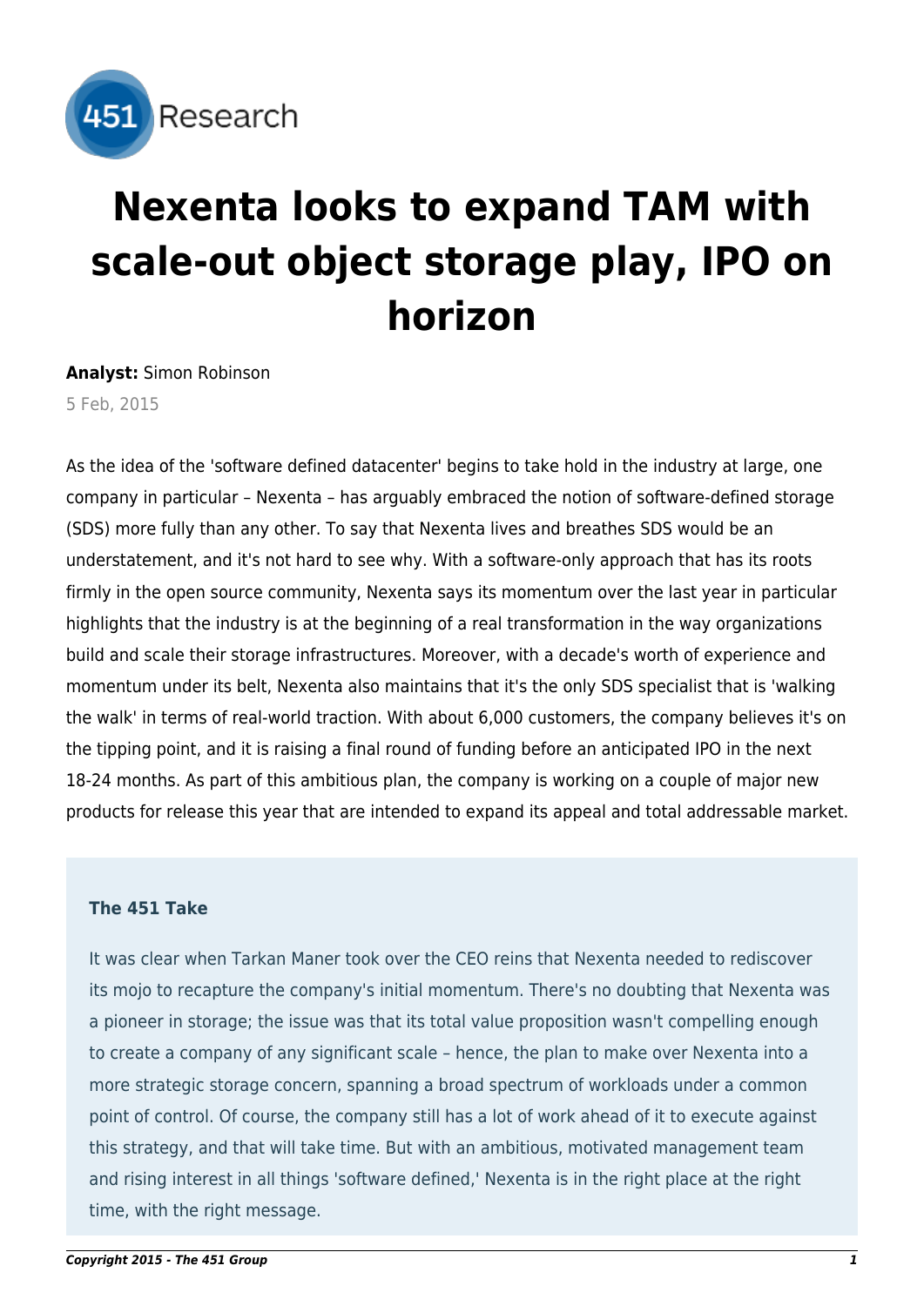# Nexenta looks to expand TAM with scale-out object storage play, IPO on horizon

**Analyst:** Simon Robinson

5 Feb, 2015

As the idea of the 'software defined datacenter' begins to take hold in the industry at large, one company in particular – Nexenta – has arguably embraced the notion of software-defined storage (SDS) more fully than any other. To say that Nexenta lives and breathes SDS would be an understatement, and it's not hard to see why. With a software-only approach that has its roots firmly in the open source community, Nexenta says its momentum over the last year in particular highlights that the industry is at the beginning of a real transformation in the way organizations build and scale their storage infrastructures. Moreover, with a decade's worth of experience and momentum under its belt, Nexenta also maintains that it's the only SDS specialist that is 'walking the walk' in terms of real-world traction. With about 6,000 customers, the company believes it's on the tipping point, and it is raising a final round of funding before an anticipated IPO in the next 18-24 months. As part of this ambitious plan, the company is working on a couple of major new products for release this year that are intended to expand its appeal and total addressable market.

### The 451 Take

It was clear when Tarkan Maner took over the CEO reins that Nexenta needed to rediscover its mojo to recapture the company's initial momentum. There's no doubting that Nexenta was a pioneer in storage; the issue was that its total value proposition wasn't compelling enough to create a company of any significant scale – hence, the plan to make over Nexenta into a more strategic storage concern, spanning a broad spectrum of workloads under a common point of control. Of course, the company still has a lot of work ahead of it to execute against this strategy, and that will take time. But with an ambitious, motivated management team and rising interest in all things 'software defined,' Nexenta is in the right place at the right time, with the right message.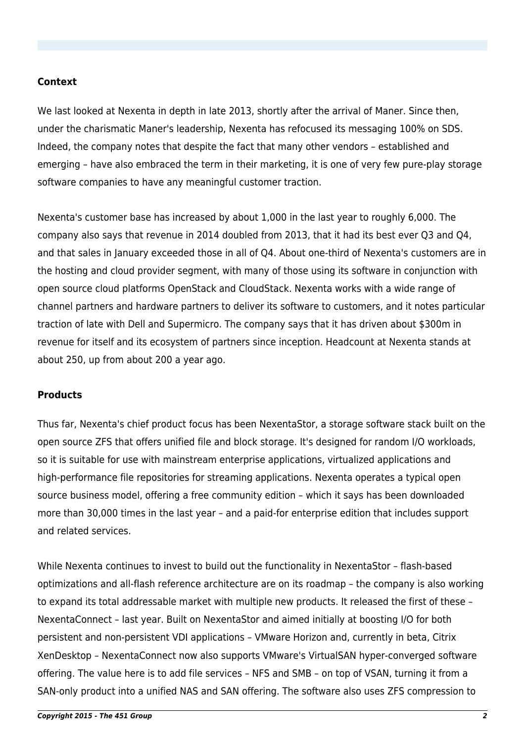### Context

We last looked at Nexenta in depth in late 2013, shortly after the arrival of Maner. Since then, under the charismatic Maner's leadership, Nexenta has refocused its messaging 100% on SDS. Indeed, the company notes that despite the fact that many other vendors – established and emerging – have also embraced the term in their marketing, it is one of very few pure-play storage software companies to have any meaningful customer traction.

Nexenta's customer base has increased by about 1,000 in the last year to roughly 6,000. The company also says that revenue in 2014 doubled from 2013, that it had its best ever Q3 and Q4, and that sales in January exceeded those in all of Q4. About one-third of Nexenta's customers are in the hosting and cloud provider segment, with many of those using its software in conjunction with open source cloud platforms OpenStack and CloudStack. Nexenta works with a wide range of channel partners and hardware partners to deliver its software to customers, and it notes particular traction of late with Dell and Supermicro. The company says that it has driven about $300m in revenue for itself and its ecosystem of partners since inception. Headcount at Nexenta stands at about 250, up from about 200 a year ago.

### Products

Thus far, Nexenta's chief product focus has been NexentaStor, a storage software stack built on the open source ZFS that offers unified file and block storage. It's designed for random I/O workloads, so it is suitable for use with mainstream enterprise applications, virtualized applications and high-performance file repositories for streaming applications. Nexenta operates a typical open source business model, offering a free community edition – which it says has been downloaded more than 30,000 times in the last year – and a paid-for enterprise edition that includes support and related services.

While Nexenta continues to invest to build out the functionality in NexentaStor – flash-based optimizations and all-flash reference architecture are on its roadmap – the company is also working to expand its total addressable market with multiple new products. It released the first of these – NexentaConnect – last year. Built on NexentaStor and aimed initially at boosting I/O for both persistent and non-persistent VDI applications – VMware Horizon and, currently in beta, Citrix XenDesktop – NexentaConnect now also supports VMware's VirtualSAN hyper-converged software offering. The value here is to add file services – NFS and SMB – on top of VSAN, turning it from a SAN-only product into a unified NAS and SAN offering. The software also uses ZFS compression to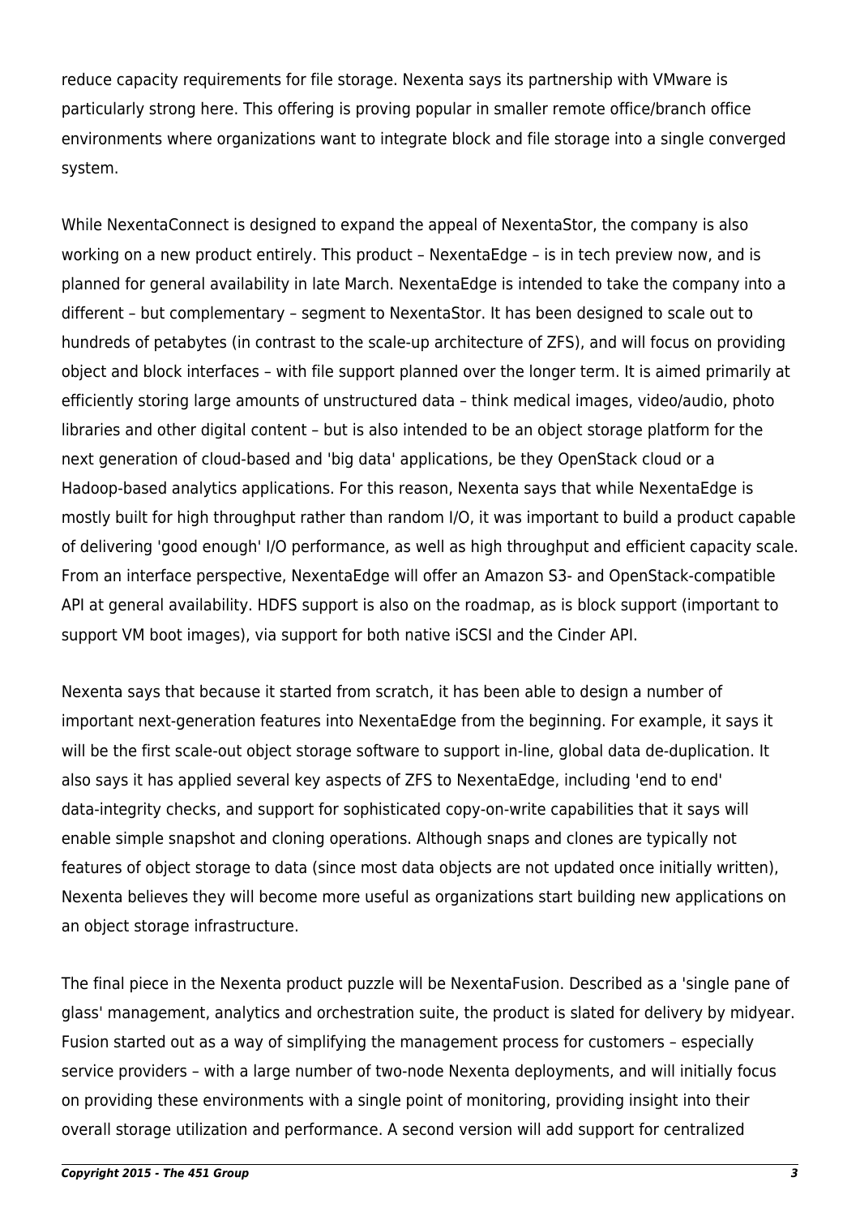reduce capacity requirements for file storage. Nexenta says its partnership with VMware is particularly strong here. This offering is proving popular in smaller remote office/branch office environments where organizations want to integrate block and file storage into a single converged system.

While NexentaConnect is designed to expand the appeal of NexentaStor, the company is also working on a new product entirely. This product – NexentaEdge – is in tech preview now, and is planned for general availability in late March. NexentaEdge is intended to take the company into a different – but complementary – segment to NexentaStor. It has been designed to scale out to hundreds of petabytes (in contrast to the scale-up architecture of ZFS), and will focus on providing object and block interfaces – with file support planned over the longer term. It is aimed primarily at efficiently storing large amounts of unstructured data – think medical images, video/audio, photo libraries and other digital content – but is also intended to be an object storage platform for the next generation of cloud-based and 'big data' applications, be they OpenStack cloud or a Hadoop-based analytics applications. For this reason, Nexenta says that while NexentaEdge is mostly built for high throughput rather than random I/O, it was important to build a product capable of delivering 'good enough' I/O performance, as well as high throughput and efficient capacity scale. From an interface perspective, NexentaEdge will offer an Amazon S3- and OpenStack-compatible API at general availability. HDFS support is also on the roadmap, as is block support (important to support VM boot images), via support for both native iSCSI and the Cinder API.

Nexenta says that because it started from scratch, it has been able to design a number of important next-generation features into NexentaEdge from the beginning. For example, it says it will be the first scale-out object storage software to support in-line, global data de-duplication. It also says it has applied several key aspects of ZFS to NexentaEdge, including 'end to end' data-integrity checks, and support for sophisticated copy-on-write capabilities that it says will enable simple snapshot and cloning operations. Although snaps and clones are typically not features of object storage to data (since most data objects are not updated once initially written), Nexenta believes they will become more useful as organizations start building new applications on an object storage infrastructure.

The final piece in the Nexenta product puzzle will be NexentaFusion. Described as a 'single pane of glass' management, analytics and orchestration suite, the product is slated for delivery by midyear. Fusion started out as a way of simplifying the management process for customers – especially service providers – with a large number of two-node Nexenta deployments, and will initially focus on providing these environments with a single point of monitoring, providing insight into their overall storage utilization and performance. A second version will add support for centralized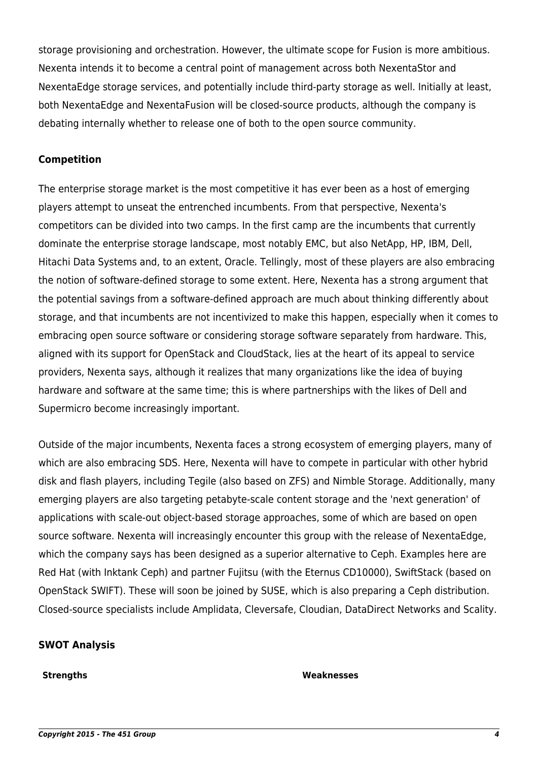storage provisioning and orchestration. However, the ultimate scope for Fusion is more ambitious. Nexenta intends it to become a central point of management across both NexentaStor and NexentaEdge storage services, and potentially include third-party storage as well. Initially at least, both NexentaEdge and NexentaFusion will be closed-source products, although the company is debating internally whether to release one of both to the open source community.

### Competition

The enterprise storage market is the most competitive it has ever been as a host of emerging players attempt to unseat the entrenched incumbents. From that perspective, Nexenta's competitors can be divided into two camps. In the first camp are the incumbents that currently dominate the enterprise storage landscape, most notably EMC, but also NetApp, HP, IBM, Dell, Hitachi Data Systems and, to an extent, Oracle. Tellingly, most of these players are also embracing the notion of software-defined storage to some extent. Here, Nexenta has a strong argument that the potential savings from a software-defined approach are much about thinking differently about storage, and that incumbents are not incentivized to make this happen, especially when it comes to embracing open source software or considering storage software separately from hardware. This, aligned with its support for OpenStack and CloudStack, lies at the heart of its appeal to service providers, Nexenta says, although it realizes that many organizations like the idea of buying hardware and software at the same time; this is where partnerships with the likes of Dell and Supermicro become increasingly important.

Outside of the major incumbents, Nexenta faces a strong ecosystem of emerging players, many of which are also embracing SDS. Here, Nexenta will have to compete in particular with other hybrid disk and flash players, including Tegile (also based on ZFS) and Nimble Storage. Additionally, many emerging players are also targeting petabyte-scale content storage and the 'next generation' of applications with scale-out object-based storage approaches, some of which are based on open source software. Nexenta will increasingly encounter this group with the release of NexentaEdge, which the company says has been designed as a superior alternative to Ceph. Examples here are Red Hat (with Inktank Ceph) and partner Fujitsu (with the Eternus CD10000), SwiftStack (based on OpenStack SWIFT). These will soon be joined by SUSE, which is also preparing a Ceph distribution. Closed-source specialists include Amplidata, Cleversafe, Cloudian, DataDirect Networks and Scality.

### SWOT Analysis

| Strengths | Weaknesses |
| --- | --- |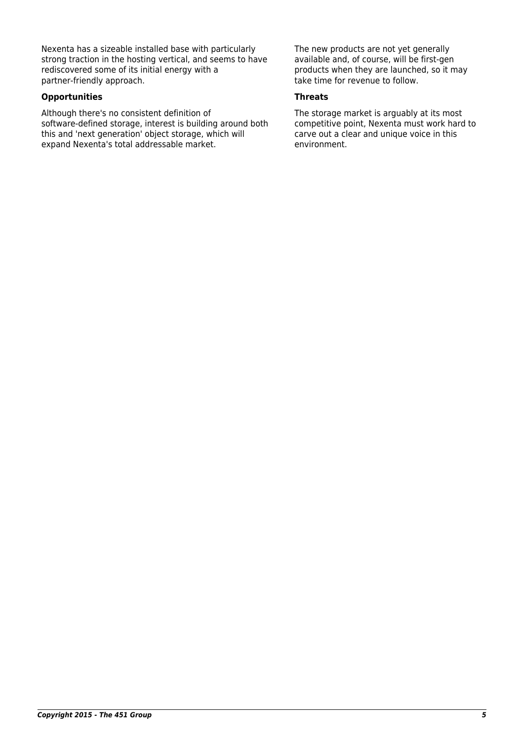Nexenta has a sizeable installed base with particularly strong traction in the hosting vertical, and seems to have rediscovered some of its initial energy with a partner-friendly approach.

The new products are not yet generally available and, of course, will be first-gen products when they are launched, so it may take time for revenue to follow.

**Opportunities**

Although there's no consistent definition of software-defined storage, interest is building around both this and 'next generation' object storage, which will expand Nexenta's total addressable market.

**Threats**

The storage market is arguably at its most competitive point, Nexenta must work hard to carve out a clear and unique voice in this environment.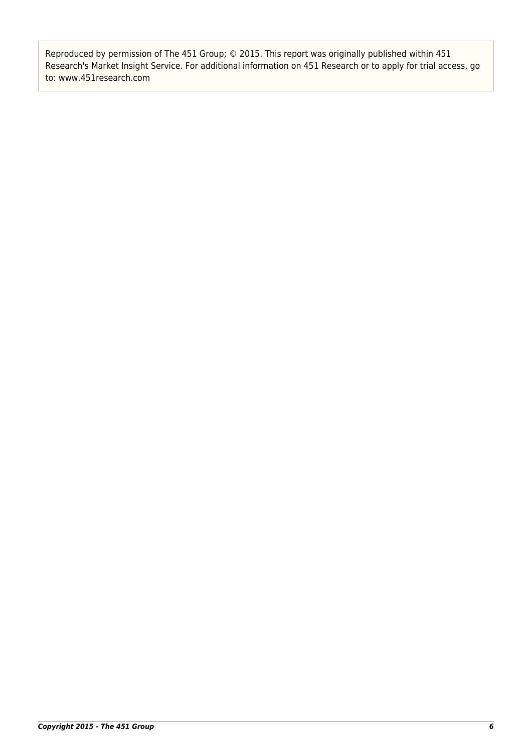Reproduced by permission of The 451 Group; © 2015. This report was originally published within 451 Research's Market Insight Service. For additional information on 451 Research or to apply for trial access, go to: www.451research.com